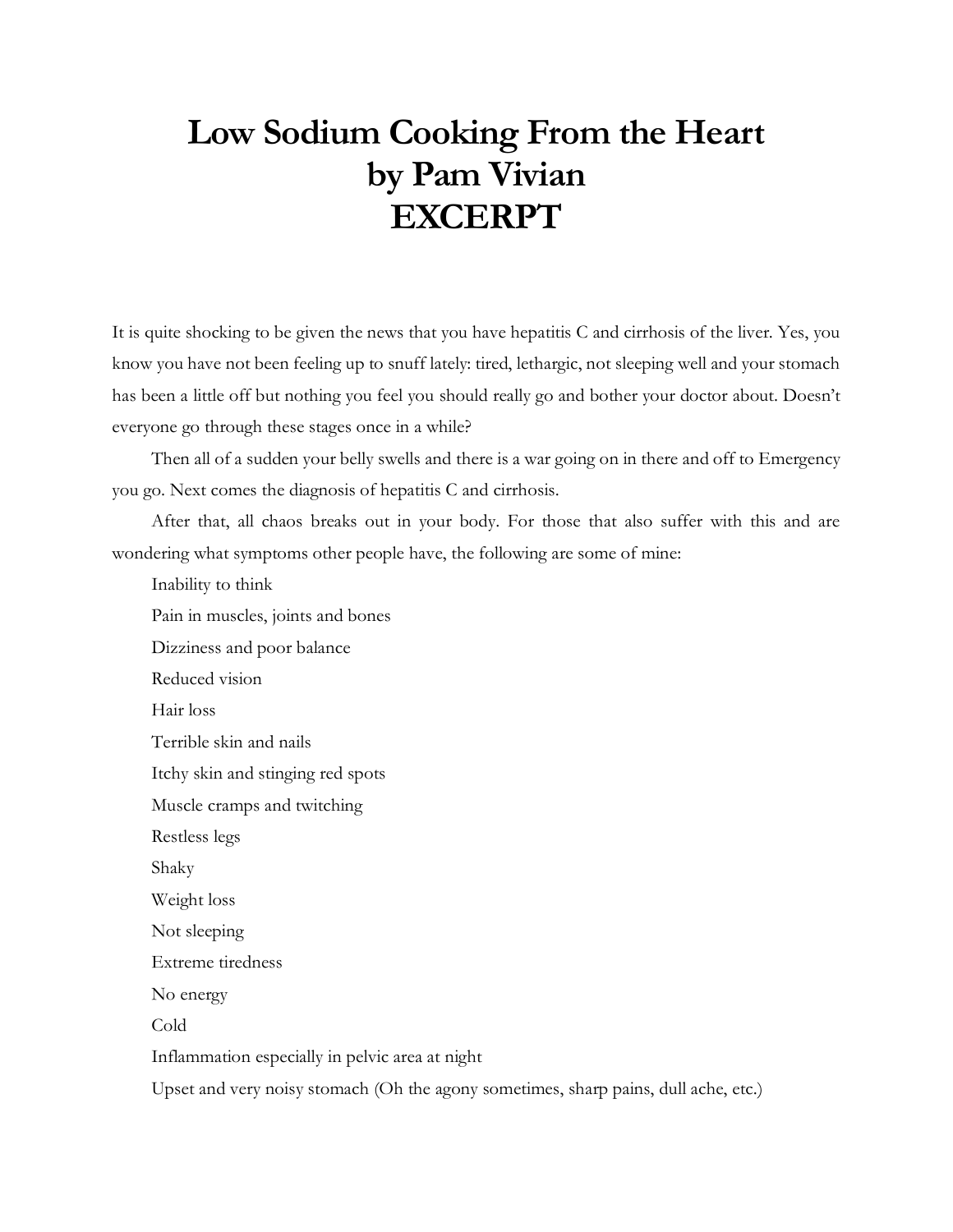# Low Sodium Cooking From the Heart
# by Pam Vivian
# EXCERPT

It is quite shocking to be given the news that you have hepatitis C and cirrhosis of the liver. Yes, you know you have not been feeling up to snuff lately: tired, lethargic, not sleeping well and your stomach has been a little off but nothing you feel you should really go and bother your doctor about. Doesn't everyone go through these stages once in a while?

Then all of a sudden your belly swells and there is a war going on in there and off to Emergency you go. Next comes the diagnosis of hepatitis C and cirrhosis.

After that, all chaos breaks out in your body. For those that also suffer with this and are wondering what symptoms other people have, the following are some of mine:

Inability to think

Pain in muscles, joints and bones

Dizziness and poor balance

Reduced vision

Hair loss

Terrible skin and nails

Itchy skin and stinging red spots

Muscle cramps and twitching

Restless legs

Shaky

Weight loss

Not sleeping

Extreme tiredness

No energy

Cold

Inflammation especially in pelvic area at night

Upset and very noisy stomach (Oh the agony sometimes, sharp pains, dull ache, etc.)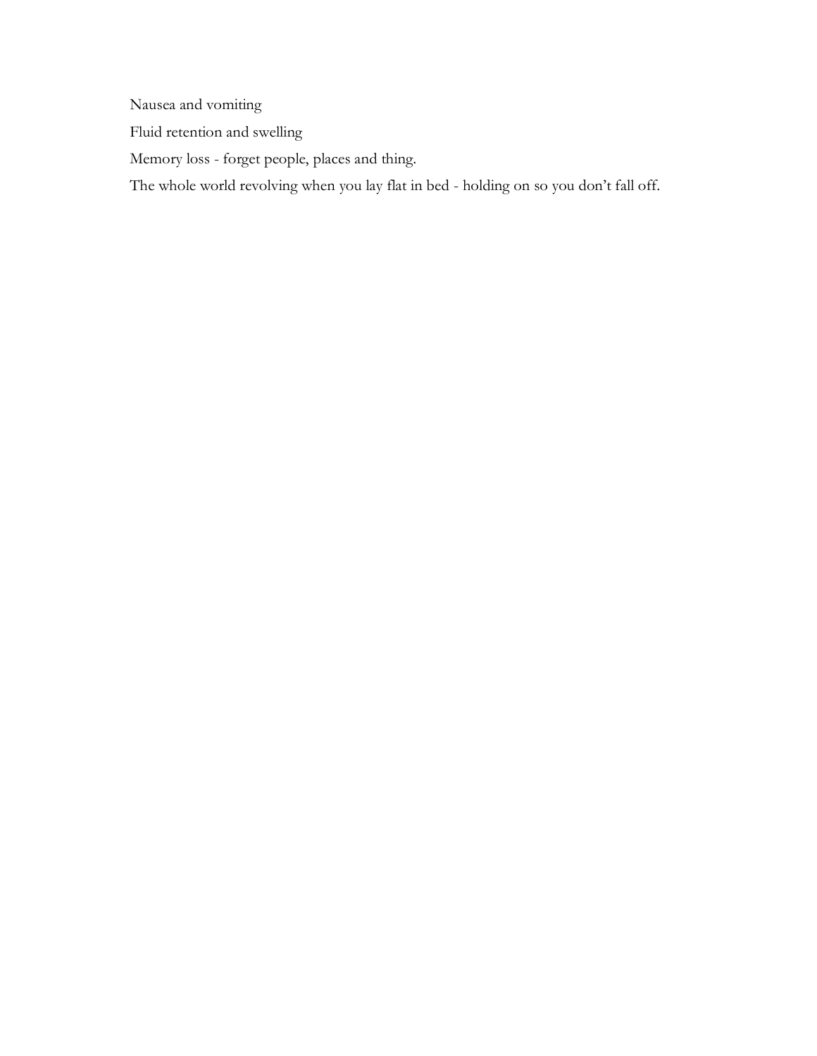Nausea and vomiting

Fluid retention and swelling

Memory loss - forget people, places and thing.

The whole world revolving when you lay flat in bed - holding on so you don't fall off.